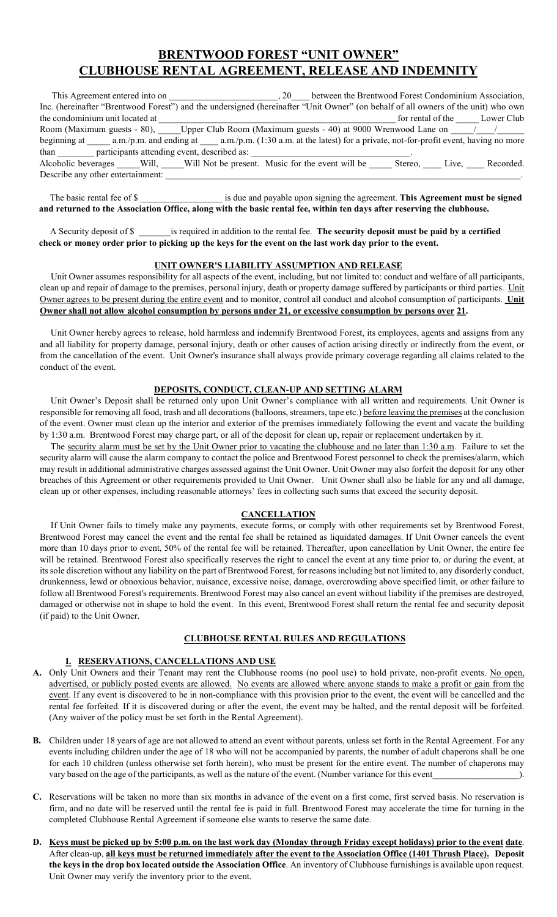# BRENTWOOD FOREST "UNIT OWNER" CLUBHOUSE RENTAL AGREEMENT, RELEASE AND INDEMNITY

This Agreement entered into on ________________________, 20____ between the Brentwood Forest Condominium Association, Inc. (hereinafter "Brentwood Forest") and the undersigned (hereinafter "Unit Owner" (on behalf of all owners of the unit) who own the condominium unit located at ________________________________________________ for rental of the _____ Lower Club Room (Maximum guests - 80), _____Upper Club Room (Maximum guests - 40) at 9000 Wrenwood Lane on _____/____/______ beginning at _____ a.m./p.m. and ending at ____ a.m./p.m. (1:30 a.m. at the latest) for a private, not-for-profit event, having no more than ________ participants attending event, described as: ________________________________.
Alcoholic beverages _____Will, _____Will Not be present. Music for the event will be _____ Stereo, ____ Live, ____ Recorded.
Describe any other entertainment: ________________________________________________________________________________.

The basic rental fee of $ __________________ is due and payable upon signing the agreement. **This Agreement must be signed and returned to the Association Office, along with the basic rental fee, within ten days after reserving the clubhouse.**

A Security deposit of $ _______is required in addition to the rental fee. **The security deposit must be paid by a certified check or money order prior to picking up the keys for the event on the last work day prior to the event.**

## UNIT OWNER'S LIABILITY ASSUMPTION AND RELEASE

Unit Owner assumes responsibility for all aspects of the event, including, but not limited to: conduct and welfare of all participants, clean up and repair of damage to the premises, personal injury, death or property damage suffered by participants or third parties. Unit Owner agrees to be present during the entire event and to monitor, control all conduct and alcohol consumption of participants. **Unit Owner shall not allow alcohol consumption by persons under 21, or excessive consumption by persons over 21.**

Unit Owner hereby agrees to release, hold harmless and indemnify Brentwood Forest, its employees, agents and assigns from any and all liability for property damage, personal injury, death or other causes of action arising directly or indirectly from the event, or from the cancellation of the event. Unit Owner's insurance shall always provide primary coverage regarding all claims related to the conduct of the event.

## DEPOSITS, CONDUCT, CLEAN-UP AND SETTING ALARM

Unit Owner's Deposit shall be returned only upon Unit Owner's compliance with all written and requirements. Unit Owner is responsible for removing all food, trash and all decorations (balloons, streamers, tape etc.) before leaving the premises at the conclusion of the event. Owner must clean up the interior and exterior of the premises immediately following the event and vacate the building by 1:30 a.m. Brentwood Forest may charge part, or all of the deposit for clean up, repair or replacement undertaken by it.

The security alarm must be set by the Unit Owner prior to vacating the clubhouse and no later than 1:30 a.m. Failure to set the security alarm will cause the alarm company to contact the police and Brentwood Forest personnel to check the premises/alarm, which may result in additional administrative charges assessed against the Unit Owner. Unit Owner may also forfeit the deposit for any other breaches of this Agreement or other requirements provided to Unit Owner. Unit Owner shall also be liable for any and all damage, clean up or other expenses, including reasonable attorneys' fees in collecting such sums that exceed the security deposit.

## CANCELLATION

If Unit Owner fails to timely make any payments, execute forms, or comply with other requirements set by Brentwood Forest, Brentwood Forest may cancel the event and the rental fee shall be retained as liquidated damages. If Unit Owner cancels the event more than 10 days prior to event, 50% of the rental fee will be retained. Thereafter, upon cancellation by Unit Owner, the entire fee will be retained. Brentwood Forest also specifically reserves the right to cancel the event at any time prior to, or during the event, at its sole discretion without any liability on the part of Brentwood Forest, for reasons including but not limited to, any disorderly conduct, drunkenness, lewd or obnoxious behavior, nuisance, excessive noise, damage, overcrowding above specified limit, or other failure to follow all Brentwood Forest's requirements. Brentwood Forest may also cancel an event without liability if the premises are destroyed, damaged or otherwise not in shape to hold the event. In this event, Brentwood Forest shall return the rental fee and security deposit (if paid) to the Unit Owner.

## CLUBHOUSE RENTAL RULES AND REGULATIONS

### I. RESERVATIONS, CANCELLATIONS AND USE

**A.** Only Unit Owners and their Tenant may rent the Clubhouse rooms (no pool use) to hold private, non-profit events. No open, advertised, or publicly posted events are allowed. No events are allowed where anyone stands to make a profit or gain from the event. If any event is discovered to be in non-compliance with this provision prior to the event, the event will be cancelled and the rental fee forfeited. If it is discovered during or after the event, the event may be halted, and the rental deposit will be forfeited. (Any waiver of the policy must be set forth in the Rental Agreement).

**B.** Children under 18 years of age are not allowed to attend an event without parents, unless set forth in the Rental Agreement. For any events including children under the age of 18 who will not be accompanied by parents, the number of adult chaperons shall be one for each 10 children (unless otherwise set forth herein), who must be present for the entire event. The number of chaperons may vary based on the age of the participants, as well as the nature of the event. (Number variance for this event__________________).

**C.** Reservations will be taken no more than six months in advance of the event on a first come, first served basis. No reservation is firm, and no date will be reserved until the rental fee is paid in full. Brentwood Forest may accelerate the time for turning in the completed Clubhouse Rental Agreement if someone else wants to reserve the same date.

**D.** **Keys must be picked up by 5:00 p.m. on the last work day (Monday through Friday except holidays) prior to the event date**. After clean-up, **all keys must be returned immediately after the event to the Association Office (1401 Thrush Place). Deposit the keys in the drop box located outside the Association Office**. An inventory of Clubhouse furnishings is available upon request. Unit Owner may verify the inventory prior to the event.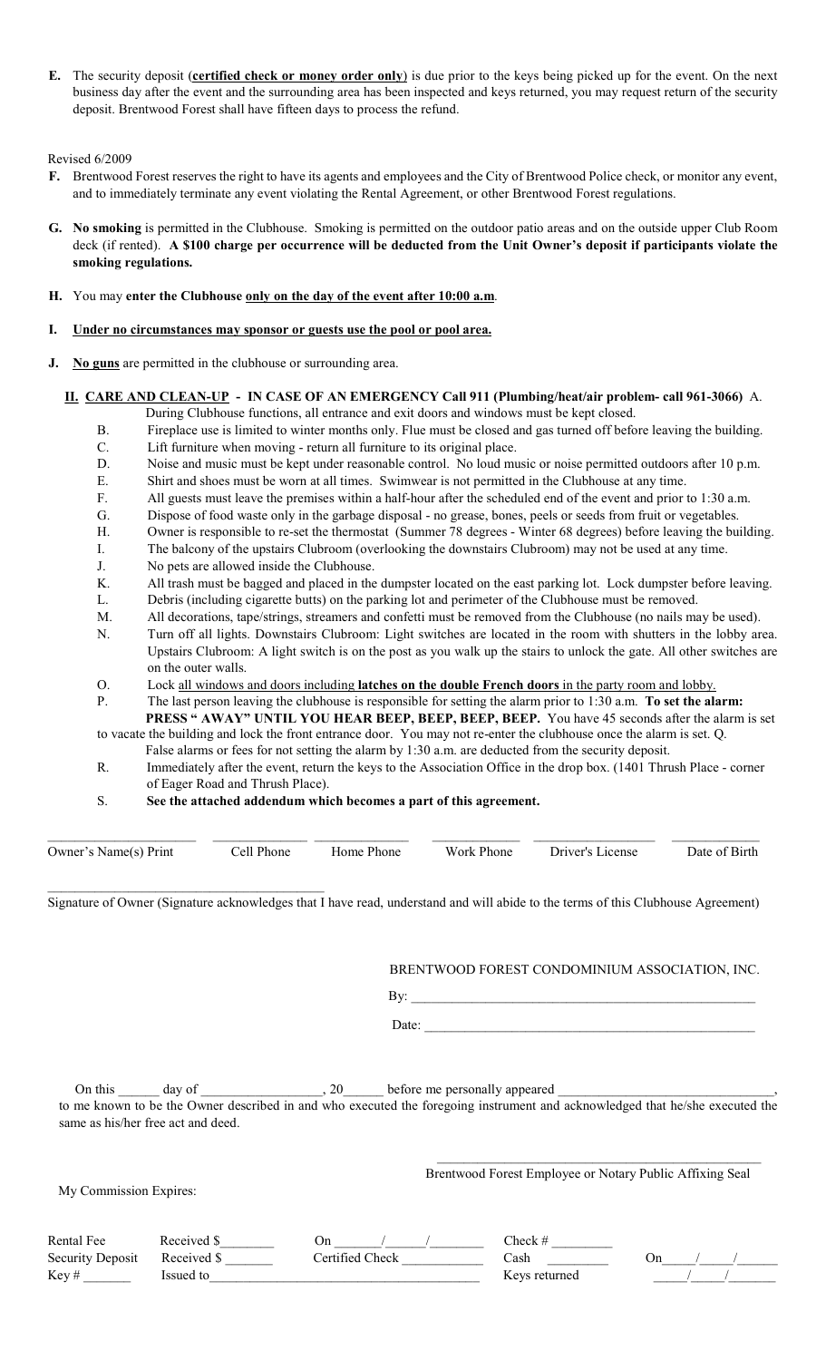**E.** The security deposit (**certified check or money order only**) is due prior to the keys being picked up for the event. On the next business day after the event and the surrounding area has been inspected and keys returned, you may request return of the security deposit. Brentwood Forest shall have fifteen days to process the refund.

Revised 6/2009

**F.** Brentwood Forest reserves the right to have its agents and employees and the City of Brentwood Police check, or monitor any event, and to immediately terminate any event violating the Rental Agreement, or other Brentwood Forest regulations.

**G.** **No smoking** is permitted in the Clubhouse. Smoking is permitted on the outdoor patio areas and on the outside upper Club Room deck (if rented). **A $100 charge per occurrence will be deducted from the Unit Owner's deposit if participants violate the smoking regulations.**

**H.** You may **enter the Clubhouse only on the day of the event after 10:00 a.m**.

**I.** **Under no circumstances may sponsor or guests use the pool or pool area.**

**J.** **No guns** are permitted in the clubhouse or surrounding area.

## II. CARE AND CLEAN-UP - IN CASE OF AN EMERGENCY Call 911 (Plumbing/heat/air problem- call 961-3066)

A. During Clubhouse functions, all entrance and exit doors and windows must be kept closed.

B. Fireplace use is limited to winter months only. Flue must be closed and gas turned off before leaving the building.

C. Lift furniture when moving - return all furniture to its original place.

D. Noise and music must be kept under reasonable control. No loud music or noise permitted outdoors after 10 p.m.

E. Shirt and shoes must be worn at all times. Swimwear is not permitted in the Clubhouse at any time.

F. All guests must leave the premises within a half-hour after the scheduled end of the event and prior to 1:30 a.m.

G. Dispose of food waste only in the garbage disposal - no grease, bones, peels or seeds from fruit or vegetables.

H. Owner is responsible to re-set the thermostat (Summer 78 degrees - Winter 68 degrees) before leaving the building.

I. The balcony of the upstairs Clubroom (overlooking the downstairs Clubroom) may not be used at any time.

J. No pets are allowed inside the Clubhouse.

K. All trash must be bagged and placed in the dumpster located on the east parking lot. Lock dumpster before leaving.

L. Debris (including cigarette butts) on the parking lot and perimeter of the Clubhouse must be removed.

M. All decorations, tape/strings, streamers and confetti must be removed from the Clubhouse (no nails may be used).

N. Turn off all lights. Downstairs Clubroom: Light switches are located in the room with shutters in the lobby area. Upstairs Clubroom: A light switch is on the post as you walk up the stairs to unlock the gate. All other switches are on the outer walls.

O. Lock all windows and doors including **latches on the double French doors** in the party room and lobby.

P. The last person leaving the clubhouse is responsible for setting the alarm prior to 1:30 a.m. **To set the alarm: PRESS " AWAY" UNTIL YOU HEAR BEEP, BEEP, BEEP, BEEP.** You have 45 seconds after the alarm is set to vacate the building and lock the front entrance door. You may not re-enter the clubhouse once the alarm is set.

Q. False alarms or fees for not setting the alarm by 1:30 a.m. are deducted from the security deposit.

R. Immediately after the event, return the keys to the Association Office in the drop box. (1401 Thrush Place - corner of Eager Road and Thrush Place).

S. **See the attached addendum which becomes a part of this agreement.**

| ______________ | ______________ | ______________ | ______________ | ______________ | ______________ |
|---|---|---|---|---|---|
| Owner's Name(s) Print | Cell Phone | Home Phone | Work Phone | Driver's License | Date of Birth |

________________________________________

Signature of Owner (Signature acknowledges that I have read, understand and will abide to the terms of this Clubhouse Agreement)

BRENTWOOD FOREST CONDOMINIUM ASSOCIATION, INC.

By: ________________________________________

Date: ________________________________________

On this ______ day of _________________, 20______ before me personally appeared ______________________________, to me known to be the Owner described in and who executed the foregoing instrument and acknowledged that he/she executed the same as his/her free act and deed.

________________________________________

Brentwood Forest Employee or Notary Public Affixing Seal

My Commission Expires:

| | | | | |
|---|---|---|---|---|
| Rental Fee | Received $________ | On ______/______/________ | Check # _________ | |
| Security Deposit | Received $ _______ | Certified Check ___________ | Cash _________ | On_____/_____/______ |
| Key # _______ | Issued to_______________________ | | Keys returned | _____/_____/_______ |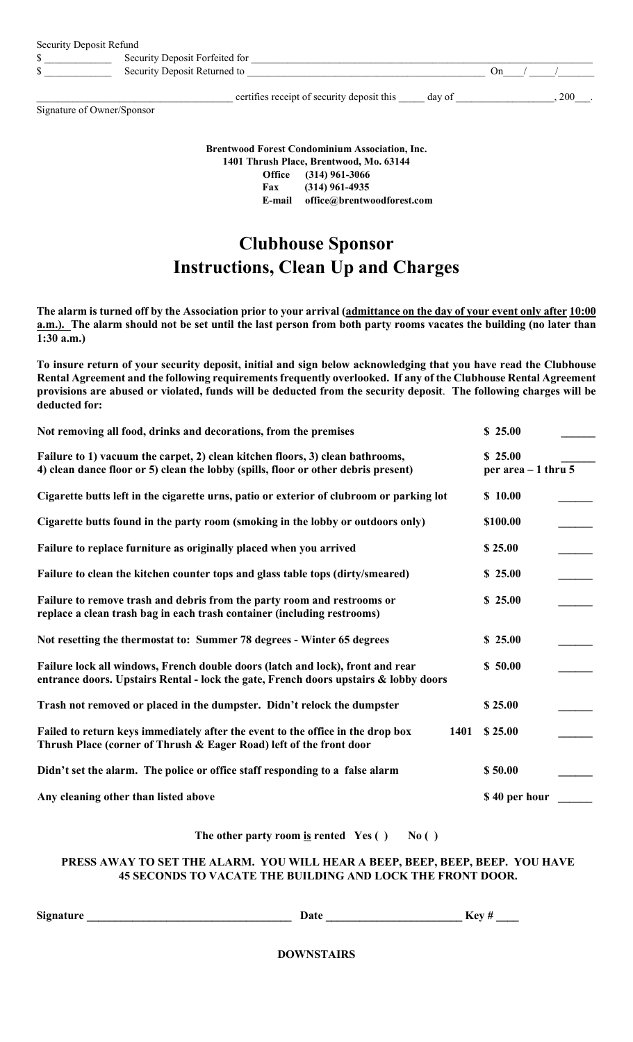Security Deposit Refund

$ ____________ Security Deposit Forfeited for ____________________________________________________________

$ ____________ Security Deposit Returned to ___________________________________________ On____/_____/______

__________________________________ certifies receipt of security deposit this _____ day of _________________, 200___.

Signature of Owner/Sponsor

**Brentwood Forest Condominium Association, Inc.**
**1401 Thrush Place, Brentwood, Mo. 63144**
**Office (314) 961-3066**
**Fax (314) 961-4935**
**E-mail office@brentwoodforest.com**

# Clubhouse Sponsor
# Instructions, Clean Up and Charges

**The alarm is turned off by the Association prior to your arrival (<u>admittance on the day of your event only after 10:00 a.m.</u>). The alarm should not be set until the last person from both party rooms vacates the building (no later than 1:30 a.m.)**

**To insure return of your security deposit, initial and sign below acknowledging that you have read the Clubhouse Rental Agreement and the following requirements frequently overlooked. If any of the Clubhouse Rental Agreement provisions are abused or violated, funds will be deducted from the security deposit. The following charges will be deducted for:**

| | | |
|---|---|---|
| **Not removing all food, drinks and decorations, from the premises** | **$ 25.00** | ______ |
| **Failure to 1) vacuum the carpet, 2) clean kitchen floors, 3) clean bathrooms, 4) clean dance floor or 5) clean the lobby (spills, floor or other debris present)** | **$ 25.00 per area – 1 thru 5** | ______ |
| **Cigarette butts left in the cigarette urns, patio or exterior of clubroom or parking lot** | **$ 10.00** | ______ |
| **Cigarette butts found in the party room (smoking in the lobby or outdoors only)** | **$100.00** | ______ |
| **Failure to replace furniture as originally placed when you arrived** | **$ 25.00** | ______ |
| **Failure to clean the kitchen counter tops and glass table tops (dirty/smeared)** | **$ 25.00** | ______ |
| **Failure to remove trash and debris from the party room and restrooms or replace a clean trash bag in each trash container (including restrooms)** | **$ 25.00** | ______ |
| **Not resetting the thermostat to: Summer 78 degrees - Winter 65 degrees** | **$ 25.00** | ______ |
| **Failure lock all windows, French double doors (latch and lock), front and rear entrance doors. Upstairs Rental - lock the gate, French doors upstairs & lobby doors** | **$ 50.00** | ______ |
| **Trash not removed or placed in the dumpster. Didn't relock the dumpster** | **$ 25.00** | ______ |
| **Failed to return keys immediately after the event to the office in the drop box 1401 Thrush Place (corner of Thrush & Eager Road) left of the front door** | **$ 25.00** | ______ |
| **Didn't set the alarm. The police or office staff responding to a false alarm** | **$ 50.00** | ______ |
| **Any cleaning other than listed above** | **$ 40 per hour** | ______ |

**The other party room <u>is</u> rented Yes ( ) No ( )**

**PRESS AWAY TO SET THE ALARM. YOU WILL HEAR A BEEP, BEEP, BEEP, BEEP. YOU HAVE 45 SECONDS TO VACATE THE BUILDING AND LOCK THE FRONT DOOR.**

**Signature** __________________________________ **Date** _______________________ **Key #** ____

**DOWNSTAIRS**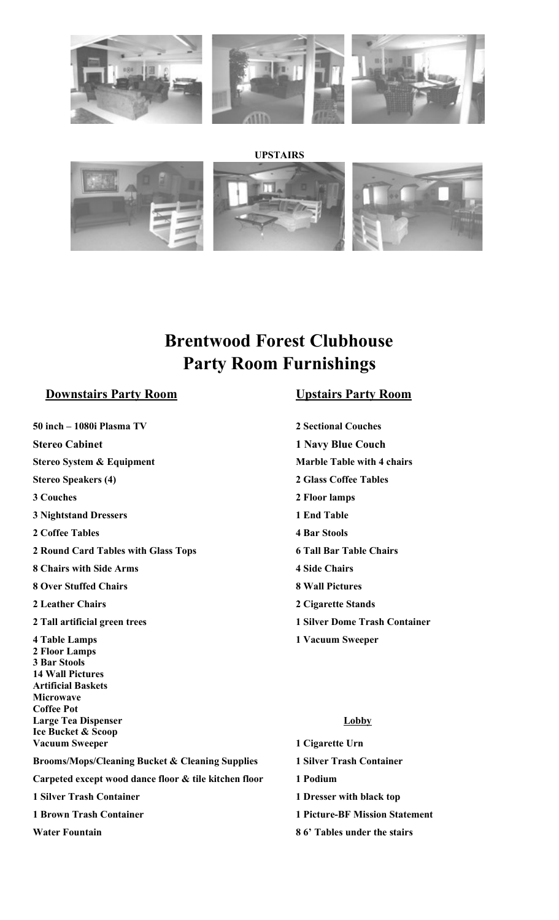UPSTAIRS

# Brentwood Forest Clubhouse
# Party Room Furnishings

## Downstairs Party Room

**50 inch – 1080i Plasma TV**
**Stereo Cabinet**
**Stereo System & Equipment**
**Stereo Speakers (4)**
**3 Couches**
**3 Nightstand Dressers**
**2 Coffee Tables**
**2 Round Card Tables with Glass Tops**
**8 Chairs with Side Arms**
**8 Over Stuffed Chairs**
**2 Leather Chairs**
**2 Tall artificial green trees**
**4 Table Lamps**
**2 Floor Lamps**
**3 Bar Stools**
**14 Wall Pictures**
**Artificial Baskets**
**Microwave**
**Coffee Pot**
**Large Tea Dispenser**
**Ice Bucket & Scoop**
**Vacuum Sweeper**
**Brooms/Mops/Cleaning Bucket & Cleaning Supplies**
**Carpeted except wood dance floor & tile kitchen floor**
**1 Silver Trash Container**
**1 Brown Trash Container**
**Water Fountain**

## Upstairs Party Room

**2 Sectional Couches**
**1 Navy Blue Couch**
**Marble Table with 4 chairs**
**2 Glass Coffee Tables**
**2 Floor lamps**
**1 End Table**
**4 Bar Stools**
**6 Tall Bar Table Chairs**
**4 Side Chairs**
**8 Wall Pictures**
**2 Cigarette Stands**
**1 Silver Dome Trash Container**
**1 Vacuum Sweeper**

## Lobby

**1 Cigarette Urn**
**1 Silver Trash Container**
**1 Podium**
**1 Dresser with black top**
**1 Picture-BF Mission Statement**
**8 6' Tables under the stairs**